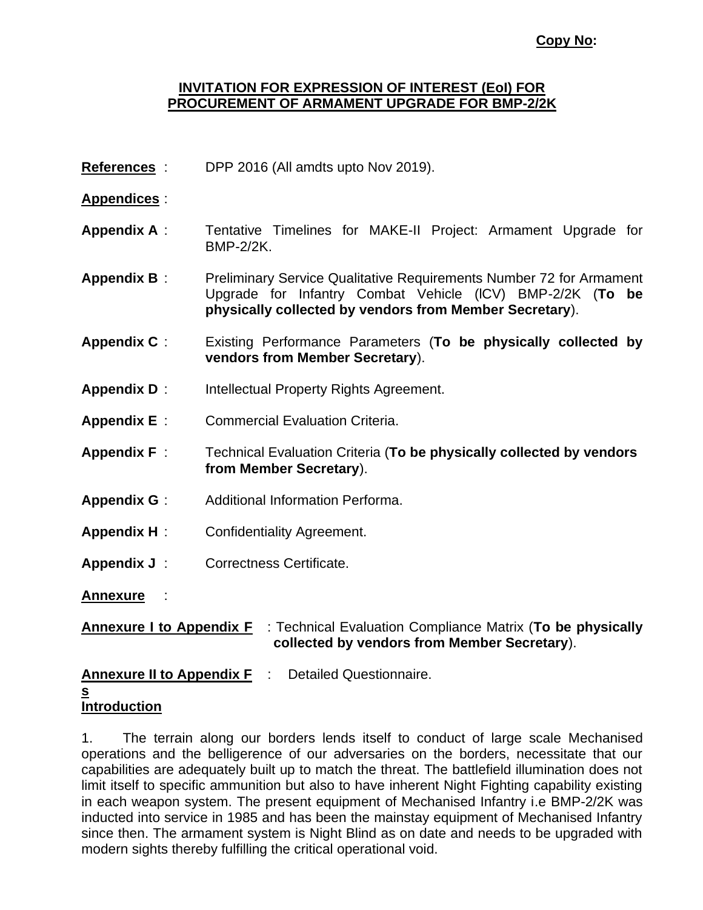**Copy No:**

**INVITATION FOR EXPRESSION OF INTEREST (EoI) FOR PROCUREMENT OF ARMAMENT UPGRADE FOR BMP-2/2K**

**References** : DPP 2016 (All amdts upto Nov 2019).

**Appendices** :

**Appendix A** : Tentative Timelines for MAKE-II Project: Armament Upgrade for BMP-2/2K.

**Appendix B** : Preliminary Service Qualitative Requirements Number 72 for Armament Upgrade for Infantry Combat Vehicle (ICV) BMP-2/2K (**To be physically collected by vendors from Member Secretary**).

**Appendix C** : Existing Performance Parameters (**To be physically collected by vendors from Member Secretary**).

**Appendix D** : Intellectual Property Rights Agreement.

**Appendix E** : Commercial Evaluation Criteria.

**Appendix F** : Technical Evaluation Criteria (**To be physically collected by vendors from Member Secretary**).

**Appendix G** : Additional Information Performa.

**Appendix H** : Confidentiality Agreement.

**Appendix J** : Correctness Certificate.

**Annexure** :

**Annexure I to Appendix F** : Technical Evaluation Compliance Matrix (**To be physically collected by vendors from Member Secretary**).

**Annexure II to Appendix F** : Detailed Questionnaire.

**s**

**Introduction**

1. The terrain along our borders lends itself to conduct of large scale Mechanised operations and the belligerence of our adversaries on the borders, necessitate that our capabilities are adequately built up to match the threat. The battlefield illumination does not limit itself to specific ammunition but also to have inherent Night Fighting capability existing in each weapon system. The present equipment of Mechanised Infantry i.e BMP-2/2K was inducted into service in 1985 and has been the mainstay equipment of Mechanised Infantry since then. The armament system is Night Blind as on date and needs to be upgraded with modern sights thereby fulfilling the critical operational void.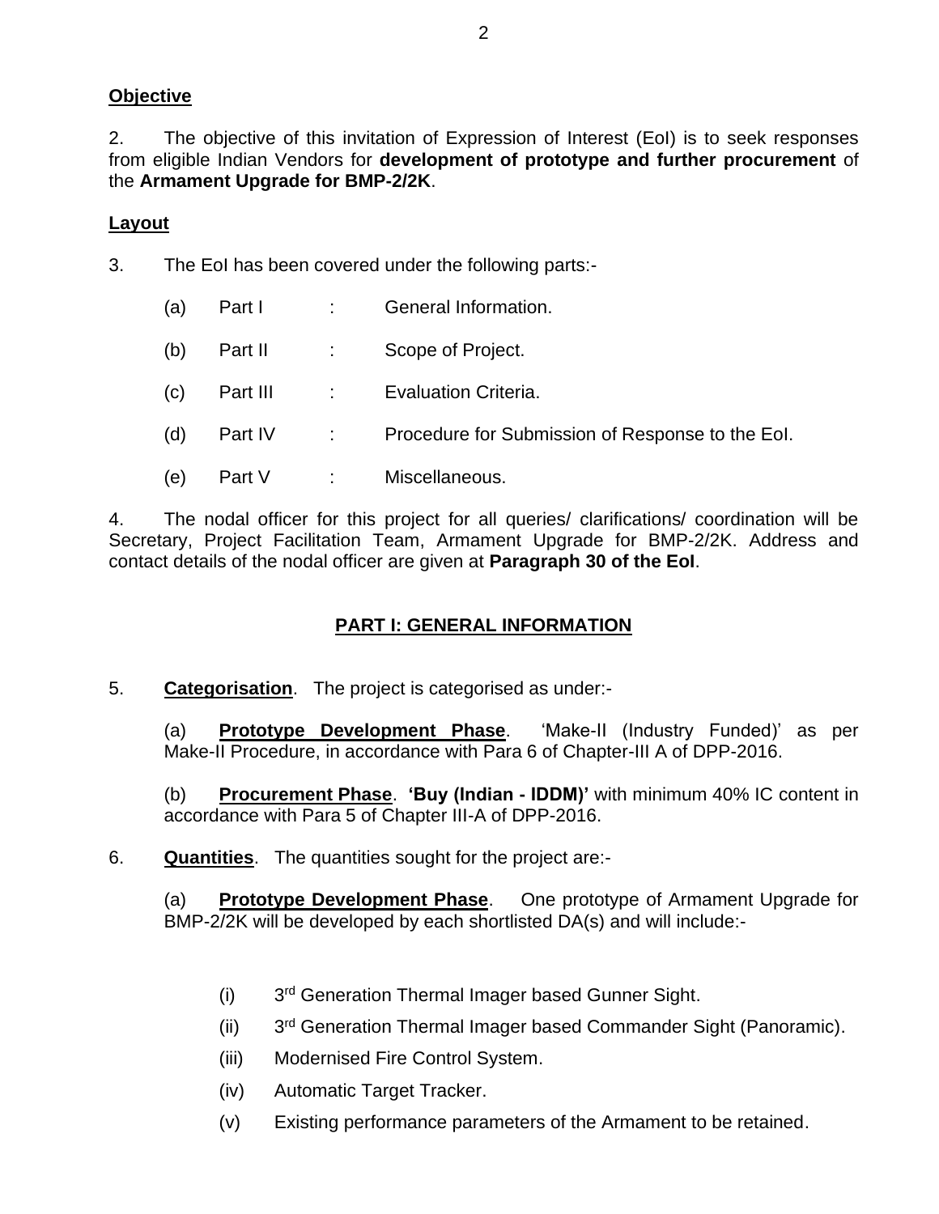**Objective**

2. The objective of this invitation of Expression of Interest (EoI) is to seek responses from eligible Indian Vendors for **development of prototype and further procurement** of the **Armament Upgrade for BMP-2/2K**.

**Layout**

3. The EoI has been covered under the following parts:-

(a) Part I : General Information.

(b) Part II : Scope of Project.

(c) Part III : Evaluation Criteria.

(d) Part IV : Procedure for Submission of Response to the EoI.

(e) Part V : Miscellaneous.

4. The nodal officer for this project for all queries/ clarifications/ coordination will be Secretary, Project Facilitation Team, Armament Upgrade for BMP-2/2K. Address and contact details of the nodal officer are given at **Paragraph 30 of the EoI**.

## PART I: GENERAL INFORMATION

5. **Categorisation**. The project is categorised as under:-

(a) **Prototype Development Phase**. 'Make-II (Industry Funded)' as per Make-II Procedure, in accordance with Para 6 of Chapter-III A of DPP-2016.

(b) **Procurement Phase**. **'Buy (Indian - IDDM)'** with minimum 40% IC content in accordance with Para 5 of Chapter III-A of DPP-2016.

6. **Quantities**. The quantities sought for the project are:-

(a) **Prototype Development Phase**. One prototype of Armament Upgrade for BMP-2/2K will be developed by each shortlisted DA(s) and will include:-

(i) 3rd Generation Thermal Imager based Gunner Sight.

(ii) 3rd Generation Thermal Imager based Commander Sight (Panoramic).

(iii) Modernised Fire Control System.

(iv) Automatic Target Tracker.

(v) Existing performance parameters of the Armament to be retained.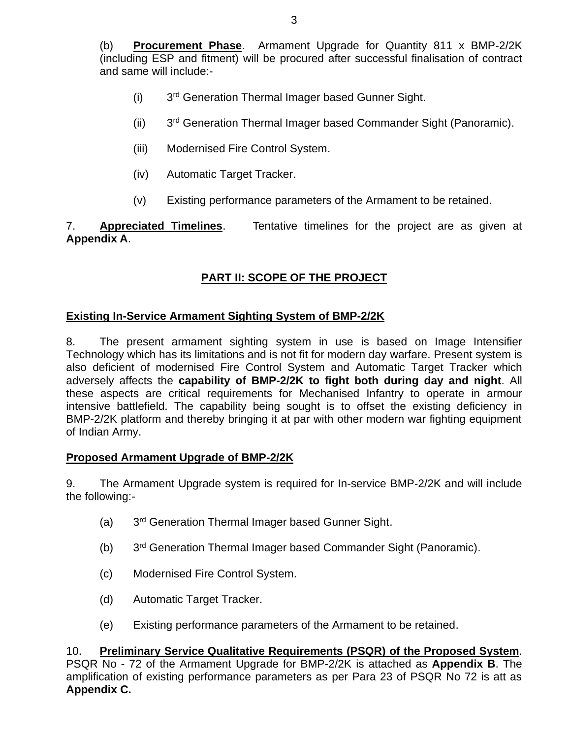(b) **Procurement Phase**. Armament Upgrade for Quantity 811 x BMP-2/2K (including ESP and fitment) will be procured after successful finalisation of contract and same will include:-

(i) 3rd Generation Thermal Imager based Gunner Sight.

(ii) 3rd Generation Thermal Imager based Commander Sight (Panoramic).

(iii) Modernised Fire Control System.

(iv) Automatic Target Tracker.

(v) Existing performance parameters of the Armament to be retained.

7. **Appreciated Timelines**. Tentative timelines for the project are as given at **Appendix A**.

## PART II: SCOPE OF THE PROJECT

### Existing In-Service Armament Sighting System of BMP-2/2K

8. The present armament sighting system in use is based on Image Intensifier Technology which has its limitations and is not fit for modern day warfare. Present system is also deficient of modernised Fire Control System and Automatic Target Tracker which adversely affects the **capability of BMP-2/2K to fight both during day and night**. All these aspects are critical requirements for Mechanised Infantry to operate in armour intensive battlefield. The capability being sought is to offset the existing deficiency in BMP-2/2K platform and thereby bringing it at par with other modern war fighting equipment of Indian Army.

### Proposed Armament Upgrade of BMP-2/2K

9. The Armament Upgrade system is required for In-service BMP-2/2K and will include the following:-

(a) 3rd Generation Thermal Imager based Gunner Sight.

(b) 3rd Generation Thermal Imager based Commander Sight (Panoramic).

(c) Modernised Fire Control System.

(d) Automatic Target Tracker.

(e) Existing performance parameters of the Armament to be retained.

10. **Preliminary Service Qualitative Requirements (PSQR) of the Proposed System**. PSQR No - 72 of the Armament Upgrade for BMP-2/2K is attached as **Appendix B**. The amplification of existing performance parameters as per Para 23 of PSQR No 72 is att as **Appendix C.**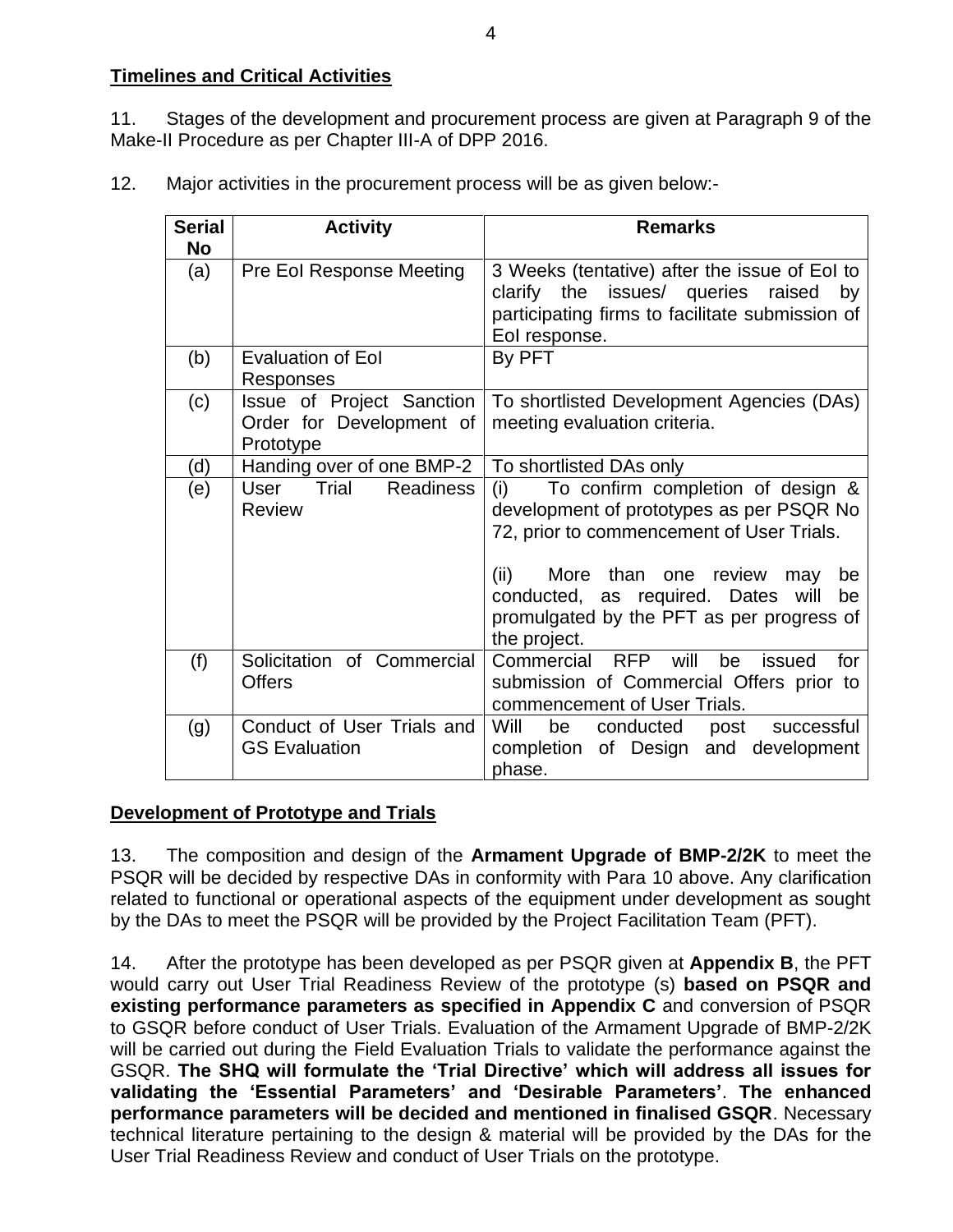**Timelines and Critical Activities**

11. Stages of the development and procurement process are given at Paragraph 9 of the Make-II Procedure as per Chapter III-A of DPP 2016.

12. Major activities in the procurement process will be as given below:-

| Serial No | Activity | Remarks |
|---|---|---|
| (a) | Pre EoI Response Meeting | 3 Weeks (tentative) after the issue of EoI to clarify the issues/ queries raised by participating firms to facilitate submission of EoI response. |
| (b) | Evaluation of EoI Responses | By PFT |
| (c) | Issue of Project Sanction Order for Development of Prototype | To shortlisted Development Agencies (DAs) meeting evaluation criteria. |
| (d) | Handing over of one BMP-2 | To shortlisted DAs only |
| (e) | User Trial Readiness Review | (i) To confirm completion of design & development of prototypes as per PSQR No 72, prior to commencement of User Trials.<br><br>(ii) More than one review may be conducted, as required. Dates will be promulgated by the PFT as per progress of the project. |
| (f) | Solicitation of Commercial Offers | Commercial RFP will be issued for submission of Commercial Offers prior to commencement of User Trials. |
| (g) | Conduct of User Trials and GS Evaluation | Will be conducted post successful completion of Design and development phase. |

**Development of Prototype and Trials**

13. The composition and design of the **Armament Upgrade of BMP-2/2K** to meet the PSQR will be decided by respective DAs in conformity with Para 10 above. Any clarification related to functional or operational aspects of the equipment under development as sought by the DAs to meet the PSQR will be provided by the Project Facilitation Team (PFT).

14. After the prototype has been developed as per PSQR given at **Appendix B**, the PFT would carry out User Trial Readiness Review of the prototype (s) **based on PSQR and existing performance parameters as specified in Appendix C** and conversion of PSQR to GSQR before conduct of User Trials. Evaluation of the Armament Upgrade of BMP-2/2K will be carried out during the Field Evaluation Trials to validate the performance against the GSQR. **The SHQ will formulate the 'Trial Directive' which will address all issues for validating the 'Essential Parameters' and 'Desirable Parameters'**. **The enhanced performance parameters will be decided and mentioned in finalised GSQR**. Necessary technical literature pertaining to the design & material will be provided by the DAs for the User Trial Readiness Review and conduct of User Trials on the prototype.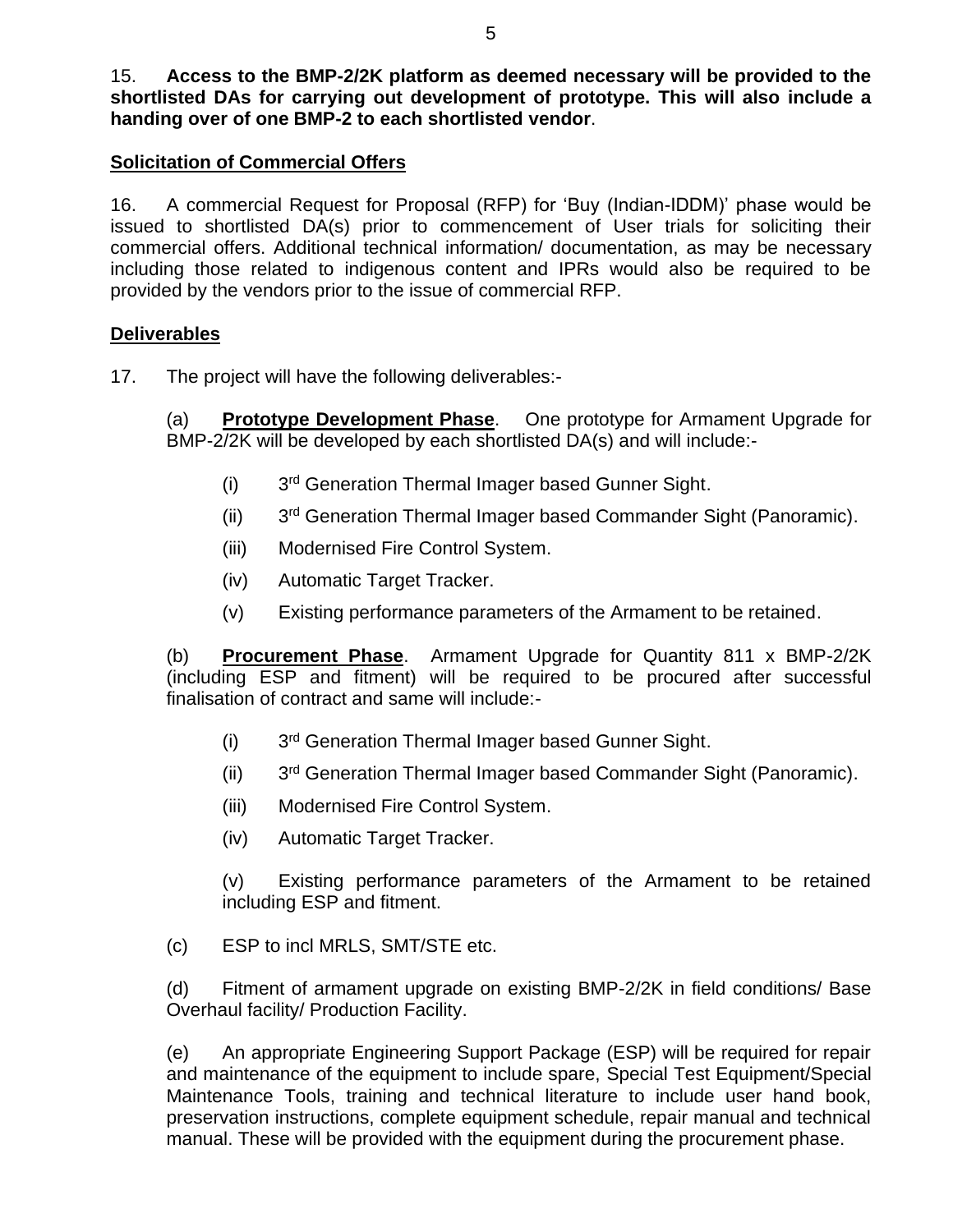15. **Access to the BMP-2/2K platform as deemed necessary will be provided to the shortlisted DAs for carrying out development of prototype. This will also include a handing over of one BMP-2 to each shortlisted vendor**.

**Solicitation of Commercial Offers**

16. A commercial Request for Proposal (RFP) for 'Buy (Indian-IDDM)' phase would be issued to shortlisted DA(s) prior to commencement of User trials for soliciting their commercial offers. Additional technical information/ documentation, as may be necessary including those related to indigenous content and IPRs would also be required to be provided by the vendors prior to the issue of commercial RFP.

**Deliverables**

17. The project will have the following deliverables:-

(a) **Prototype Development Phase**. One prototype for Armament Upgrade for BMP-2/2K will be developed by each shortlisted DA(s) and will include:-

- (i) 3rd Generation Thermal Imager based Gunner Sight.
- (ii) 3rd Generation Thermal Imager based Commander Sight (Panoramic).
- (iii) Modernised Fire Control System.
- (iv) Automatic Target Tracker.
- (v) Existing performance parameters of the Armament to be retained.

(b) **Procurement Phase**. Armament Upgrade for Quantity 811 x BMP-2/2K (including ESP and fitment) will be required to be procured after successful finalisation of contract and same will include:-

- (i) 3rd Generation Thermal Imager based Gunner Sight.
- (ii) 3rd Generation Thermal Imager based Commander Sight (Panoramic).
- (iii) Modernised Fire Control System.
- (iv) Automatic Target Tracker.
- (v) Existing performance parameters of the Armament to be retained including ESP and fitment.

(c) ESP to incl MRLS, SMT/STE etc.

(d) Fitment of armament upgrade on existing BMP-2/2K in field conditions/ Base Overhaul facility/ Production Facility.

(e) An appropriate Engineering Support Package (ESP) will be required for repair and maintenance of the equipment to include spare, Special Test Equipment/Special Maintenance Tools, training and technical literature to include user hand book, preservation instructions, complete equipment schedule, repair manual and technical manual. These will be provided with the equipment during the procurement phase.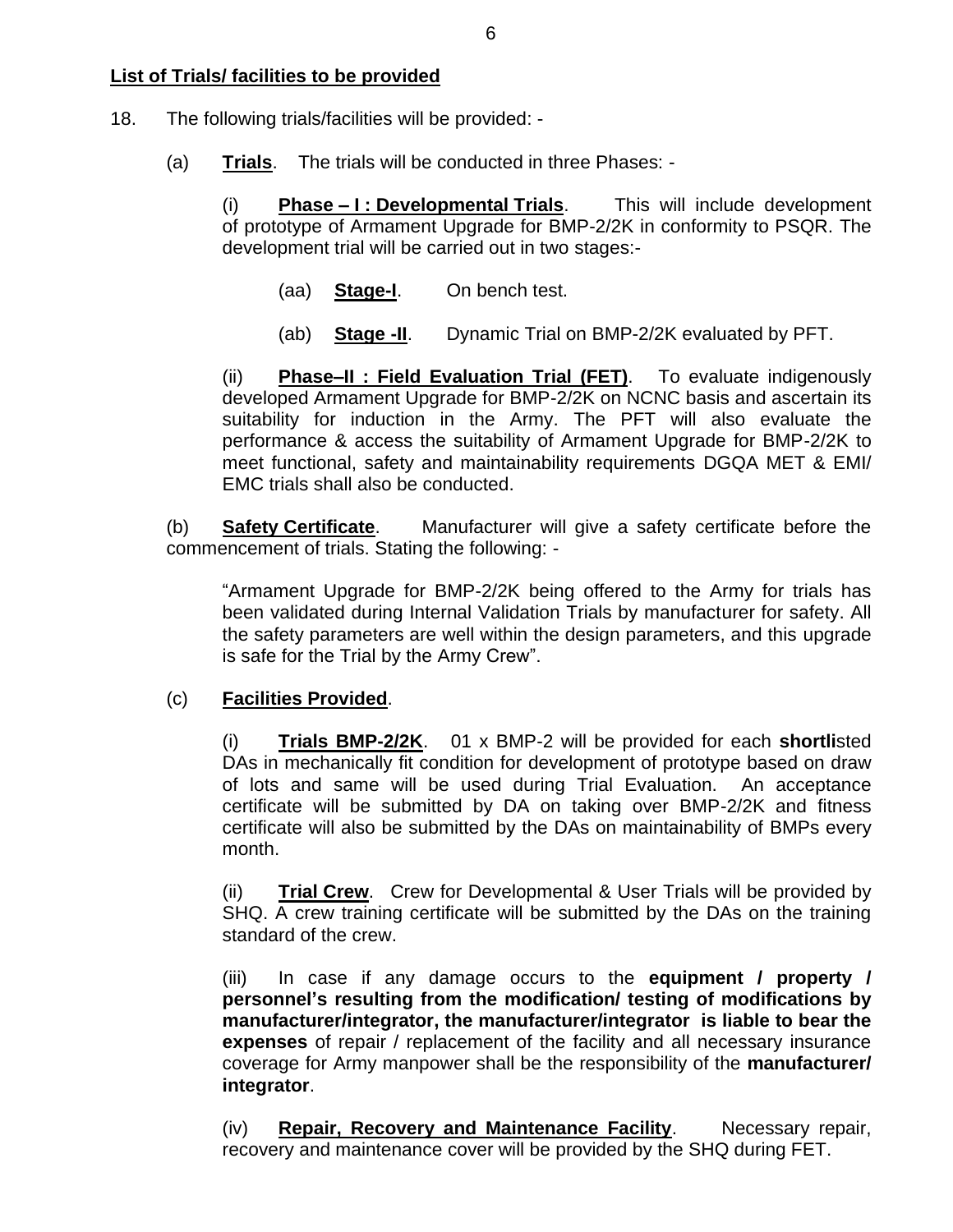**List of Trials/ facilities to be provided**

18. The following trials/facilities will be provided: -

(a) **Trials**. The trials will be conducted in three Phases: -

(i) **Phase – I : Developmental Trials**. This will include development of prototype of Armament Upgrade for BMP-2/2K in conformity to PSQR. The development trial will be carried out in two stages:-

(aa) **Stage-I**. On bench test.

(ab) **Stage -II**. Dynamic Trial on BMP-2/2K evaluated by PFT.

(ii) **Phase–II : Field Evaluation Trial (FET)**. To evaluate indigenously developed Armament Upgrade for BMP-2/2K on NCNC basis and ascertain its suitability for induction in the Army. The PFT will also evaluate the performance & access the suitability of Armament Upgrade for BMP-2/2K to meet functional, safety and maintainability requirements DGQA MET & EMI/ EMC trials shall also be conducted.

(b) **Safety Certificate**. Manufacturer will give a safety certificate before the commencement of trials. Stating the following: -

"Armament Upgrade for BMP-2/2K being offered to the Army for trials has been validated during Internal Validation Trials by manufacturer for safety. All the safety parameters are well within the design parameters, and this upgrade is safe for the Trial by the Army Crew".

(c) **Facilities Provided**.

(i) **Trials BMP-2/2K**. 01 x BMP-2 will be provided for each **shortli**sted DAs in mechanically fit condition for development of prototype based on draw of lots and same will be used during Trial Evaluation. An acceptance certificate will be submitted by DA on taking over BMP-2/2K and fitness certificate will also be submitted by the DAs on maintainability of BMPs every month.

(ii) **Trial Crew**. Crew for Developmental & User Trials will be provided by SHQ. A crew training certificate will be submitted by the DAs on the training standard of the crew.

(iii) In case if any damage occurs to the **equipment / property / personnel's resulting from the modification/ testing of modifications by manufacturer/integrator, the manufacturer/integrator is liable to bear the expenses** of repair / replacement of the facility and all necessary insurance coverage for Army manpower shall be the responsibility of the **manufacturer/ integrator**.

(iv) **Repair, Recovery and Maintenance Facility**. Necessary repair, recovery and maintenance cover will be provided by the SHQ during FET.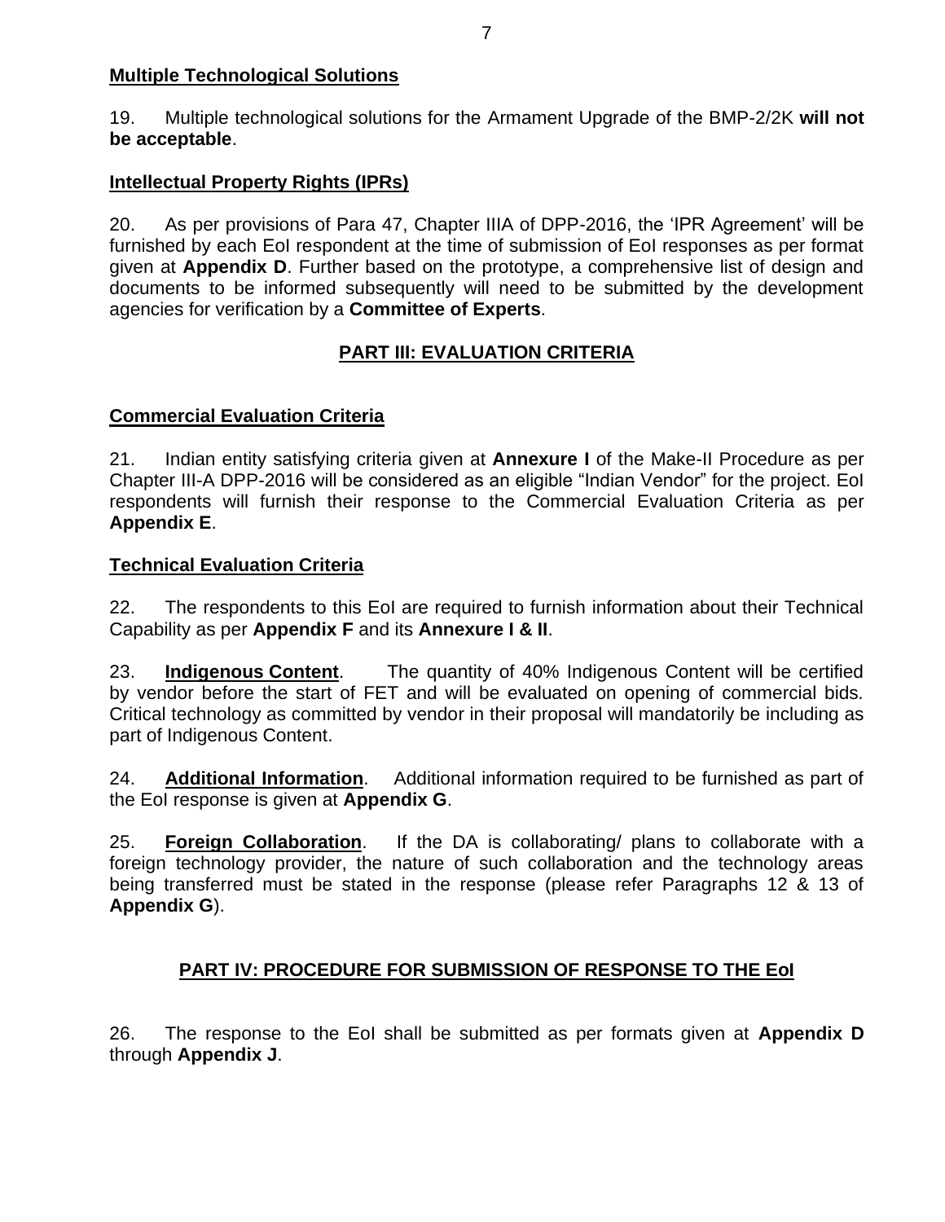**Multiple Technological Solutions**

19. Multiple technological solutions for the Armament Upgrade of the BMP-2/2K **will not be acceptable**.

**Intellectual Property Rights (IPRs)**

20. As per provisions of Para 47, Chapter IIIA of DPP-2016, the 'IPR Agreement' will be furnished by each EoI respondent at the time of submission of EoI responses as per format given at **Appendix D**. Further based on the prototype, a comprehensive list of design and documents to be informed subsequently will need to be submitted by the development agencies for verification by a **Committee of Experts**.

## PART III: EVALUATION CRITERIA

**Commercial Evaluation Criteria**

21. Indian entity satisfying criteria given at **Annexure I** of the Make-II Procedure as per Chapter III-A DPP-2016 will be considered as an eligible "Indian Vendor" for the project. EoI respondents will furnish their response to the Commercial Evaluation Criteria as per **Appendix E**.

**Technical Evaluation Criteria**

22. The respondents to this EoI are required to furnish information about their Technical Capability as per **Appendix F** and its **Annexure I & II**.

23. **Indigenous Content**. The quantity of 40% Indigenous Content will be certified by vendor before the start of FET and will be evaluated on opening of commercial bids. Critical technology as committed by vendor in their proposal will mandatorily be including as part of Indigenous Content.

24. **Additional Information**. Additional information required to be furnished as part of the EoI response is given at **Appendix G**.

25. **Foreign Collaboration**. If the DA is collaborating/ plans to collaborate with a foreign technology provider, the nature of such collaboration and the technology areas being transferred must be stated in the response (please refer Paragraphs 12 & 13 of **Appendix G**).

## PART IV: PROCEDURE FOR SUBMISSION OF RESPONSE TO THE EoI

26. The response to the EoI shall be submitted as per formats given at **Appendix D** through **Appendix J**.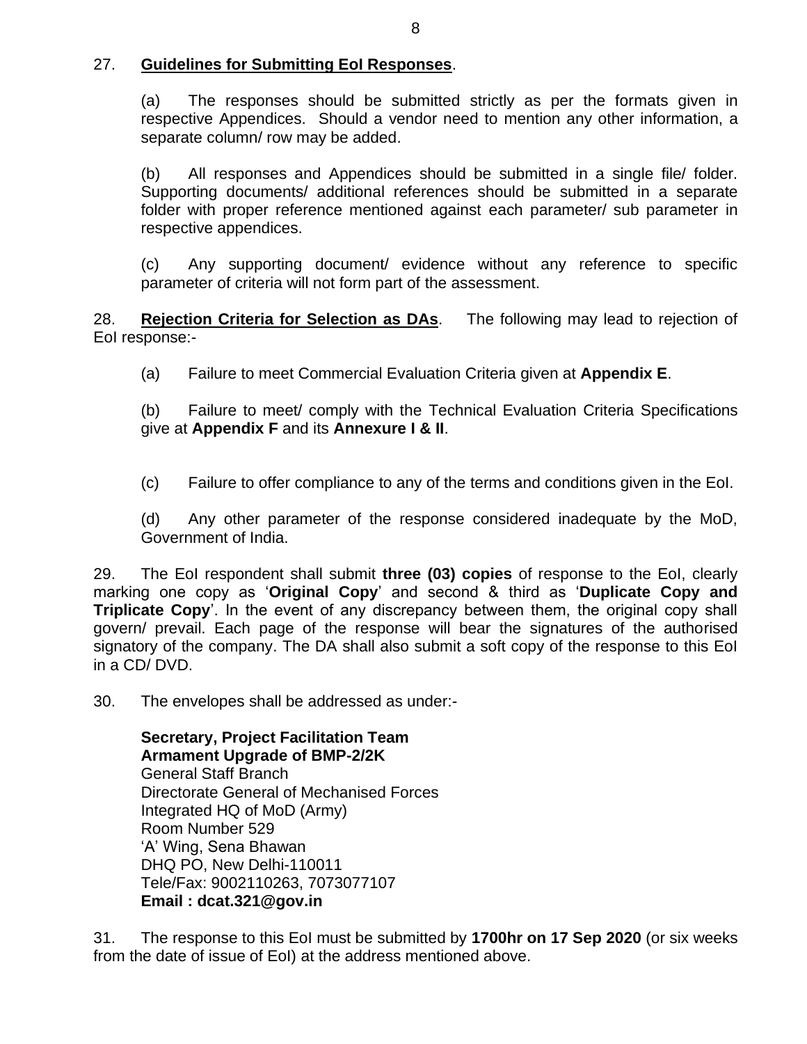27. **Guidelines for Submitting EoI Responses**.

(a) The responses should be submitted strictly as per the formats given in respective Appendices. Should a vendor need to mention any other information, a separate column/ row may be added.

(b) All responses and Appendices should be submitted in a single file/ folder. Supporting documents/ additional references should be submitted in a separate folder with proper reference mentioned against each parameter/ sub parameter in respective appendices.

(c) Any supporting document/ evidence without any reference to specific parameter of criteria will not form part of the assessment.

28. **Rejection Criteria for Selection as DAs**. The following may lead to rejection of EoI response:-

(a) Failure to meet Commercial Evaluation Criteria given at **Appendix E**.

(b) Failure to meet/ comply with the Technical Evaluation Criteria Specifications give at **Appendix F** and its **Annexure I & II**.

(c) Failure to offer compliance to any of the terms and conditions given in the EoI.

(d) Any other parameter of the response considered inadequate by the MoD, Government of India.

29. The EoI respondent shall submit **three (03) copies** of response to the EoI, clearly marking one copy as '**Original Copy**' and second & third as '**Duplicate Copy and Triplicate Copy**'. In the event of any discrepancy between them, the original copy shall govern/ prevail. Each page of the response will bear the signatures of the authorised signatory of the company. The DA shall also submit a soft copy of the response to this EoI in a CD/ DVD.

30. The envelopes shall be addressed as under:-

**Secretary, Project Facilitation Team**
**Armament Upgrade of BMP-2/2K**
General Staff Branch
Directorate General of Mechanised Forces
Integrated HQ of MoD (Army)
Room Number 529
'A' Wing, Sena Bhawan
DHQ PO, New Delhi-110011
Tele/Fax: 9002110263, 7073077107
**Email : dcat.321@gov.in**

31. The response to this EoI must be submitted by **1700hr on 17 Sep 2020** (or six weeks from the date of issue of EoI) at the address mentioned above.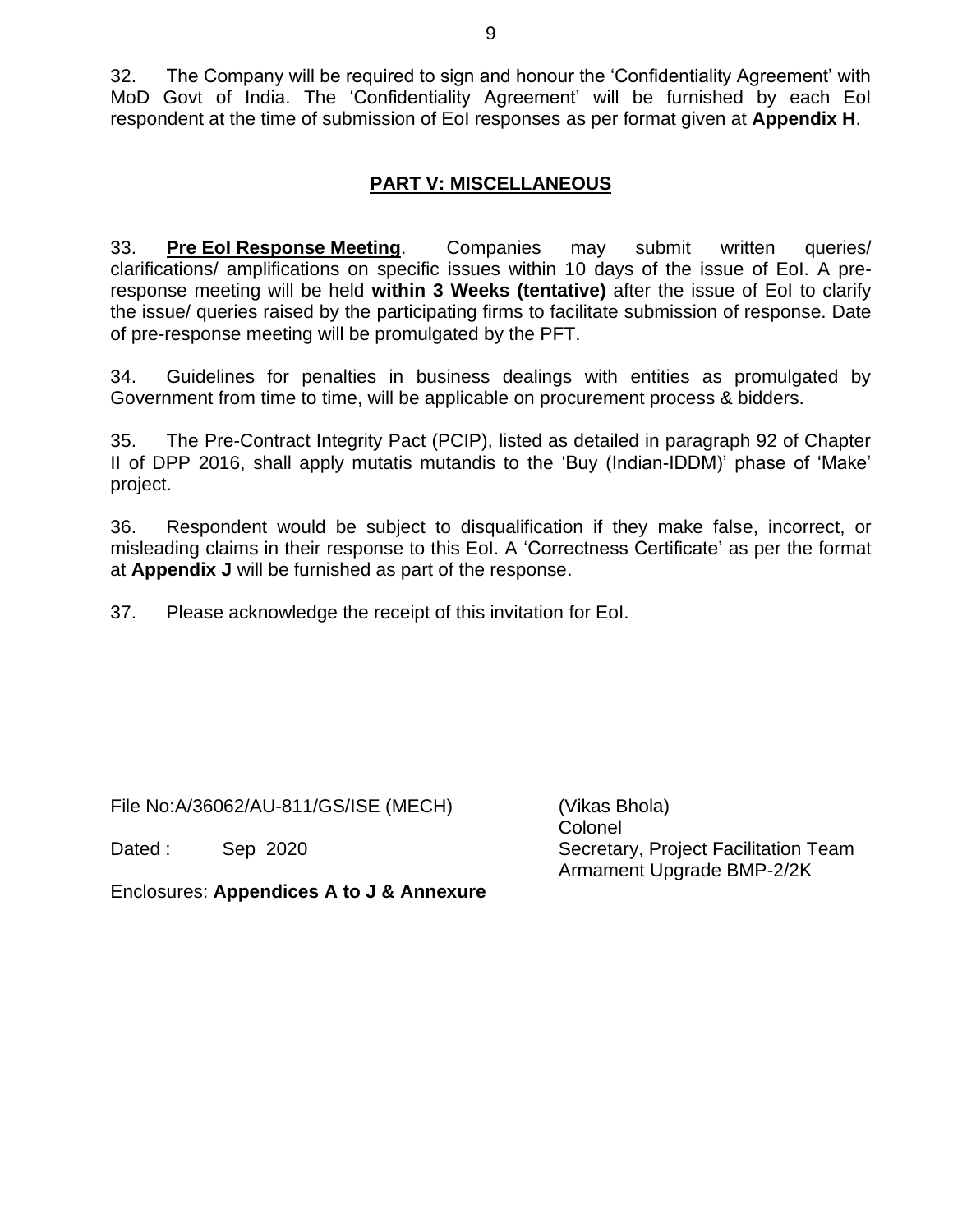32. The Company will be required to sign and honour the 'Confidentiality Agreement' with MoD Govt of India. The 'Confidentiality Agreement' will be furnished by each EoI respondent at the time of submission of EoI responses as per format given at **Appendix H**.

## PART V: MISCELLANEOUS

33. **Pre EoI Response Meeting**. Companies may submit written queries/ clarifications/ amplifications on specific issues within 10 days of the issue of EoI. A pre-response meeting will be held **within 3 Weeks (tentative)** after the issue of EoI to clarify the issue/ queries raised by the participating firms to facilitate submission of response. Date of pre-response meeting will be promulgated by the PFT.

34. Guidelines for penalties in business dealings with entities as promulgated by Government from time to time, will be applicable on procurement process & bidders.

35. The Pre-Contract Integrity Pact (PCIP), listed as detailed in paragraph 92 of Chapter II of DPP 2016, shall apply mutatis mutandis to the 'Buy (Indian-IDDM)' phase of 'Make' project.

36. Respondent would be subject to disqualification if they make false, incorrect, or misleading claims in their response to this EoI. A 'Correctness Certificate' as per the format at **Appendix J** will be furnished as part of the response.

37. Please acknowledge the receipt of this invitation for EoI.

(Vikas Bhola)
Colonel
Secretary, Project Facilitation Team
Armament Upgrade BMP-2/2K

File No:A/36062/AU-811/GS/ISE (MECH)

Dated : Sep 2020

Enclosures: **Appendices A to J & Annexure**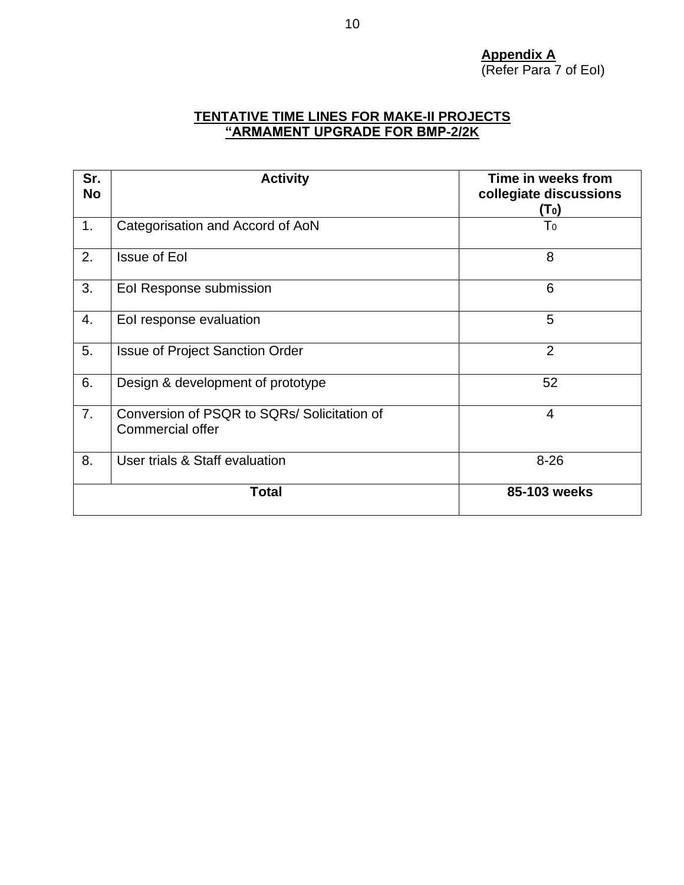**Appendix A**
(Refer Para 7 of EoI)

**TENTATIVE TIME LINES FOR MAKE-II PROJECTS**
**"ARMAMENT UPGRADE FOR BMP-2/2K**

| Sr. No | Activity | Time in weeks from collegiate discussions ($T_0$) |
|---|---|---|
| 1. | Categorisation and Accord of AoN | $T_0$ |
| 2. | Issue of EoI | 8 |
| 3. | EoI Response submission | 6 |
| 4. | EoI response evaluation | 5 |
| 5. | Issue of Project Sanction Order | 2 |
| 6. | Design & development of prototype | 52 |
| 7. | Conversion of PSQR to SQRs/ Solicitation of Commercial offer | 4 |
| 8. | User trials & Staff evaluation | 8-26 |
| **Total** | | **85-103 weeks** |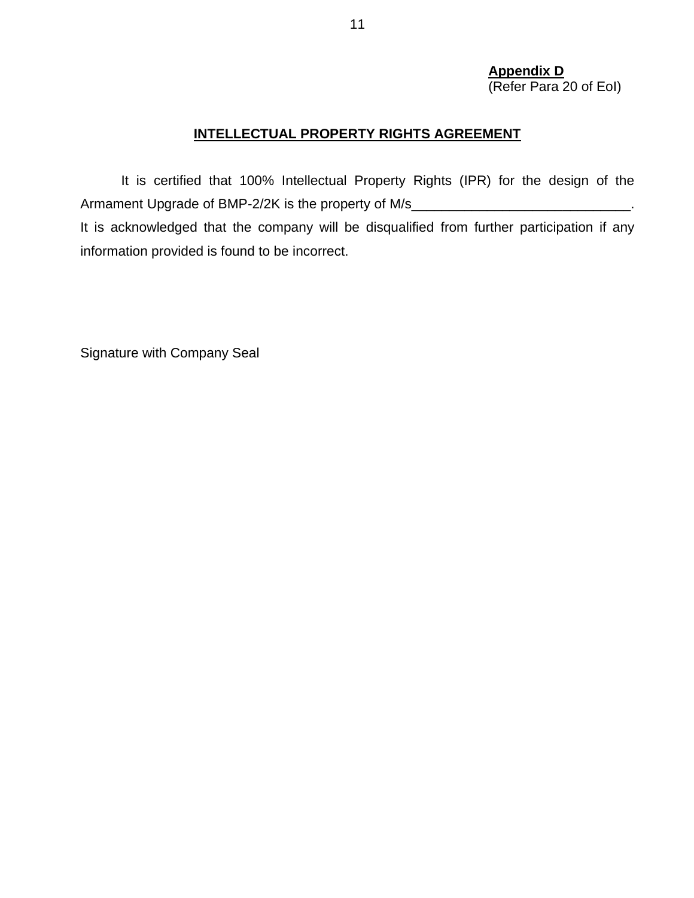**Appendix D**
(Refer Para 20 of EoI)

**INTELLECTUAL PROPERTY RIGHTS AGREEMENT**

It is certified that 100% Intellectual Property Rights (IPR) for the design of the Armament Upgrade of BMP-2/2K is the property of M/s_____________________________. It is acknowledged that the company will be disqualified from further participation if any information provided is found to be incorrect.

Signature with Company Seal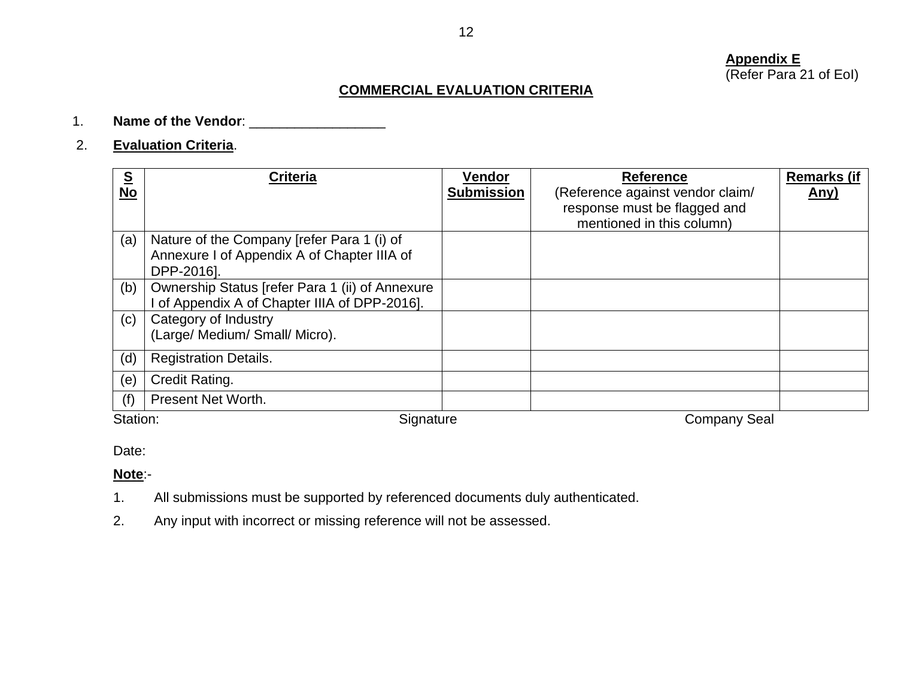**Appendix E**
(Refer Para 21 of EoI)

## COMMERCIAL EVALUATION CRITERIA

1. **Name of the Vendor**: __________________

2. **Evaluation Criteria**.

| S No | Criteria | Vendor Submission | Reference (Reference against vendor claim/ response must be flagged and mentioned in this column) | Remarks (if Any) |
|---|---|---|---|---|
| (a) | Nature of the Company [refer Para 1 (i) of Annexure I of Appendix A of Chapter IIIA of DPP-2016]. | | | |
| (b) | Ownership Status [refer Para 1 (ii) of Annexure I of Appendix A of Chapter IIIA of DPP-2016]. | | | |
| (c) | Category of Industry (Large/ Medium/ Small/ Micro). | | | |
| (d) | Registration Details. | | | |
| (e) | Credit Rating. | | | |
| (f) | Present Net Worth. | | | |

Station: Signature Company Seal

Date:

**Note**:-

1. All submissions must be supported by referenced documents duly authenticated.
2. Any input with incorrect or missing reference will not be assessed.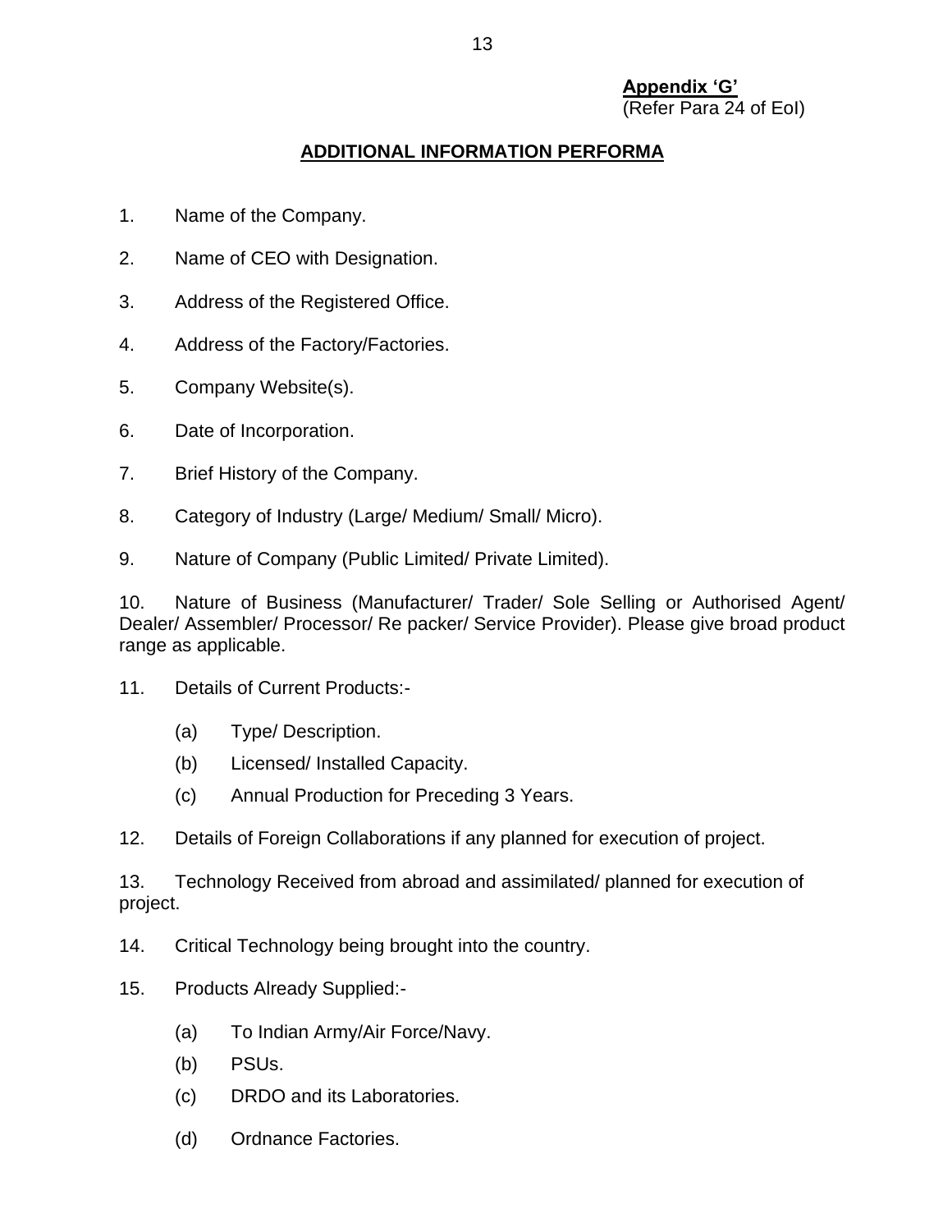**Appendix 'G'**
(Refer Para 24 of EoI)

## ADDITIONAL INFORMATION PERFORMA

1. Name of the Company.

2. Name of CEO with Designation.

3. Address of the Registered Office.

4. Address of the Factory/Factories.

5. Company Website(s).

6. Date of Incorporation.

7. Brief History of the Company.

8. Category of Industry (Large/ Medium/ Small/ Micro).

9. Nature of Company (Public Limited/ Private Limited).

10. Nature of Business (Manufacturer/ Trader/ Sole Selling or Authorised Agent/ Dealer/ Assembler/ Processor/ Re packer/ Service Provider). Please give broad product range as applicable.

11. Details of Current Products:-

    (a) Type/ Description.

    (b) Licensed/ Installed Capacity.

    (c) Annual Production for Preceding 3 Years.

12. Details of Foreign Collaborations if any planned for execution of project.

13. Technology Received from abroad and assimilated/ planned for execution of project.

14. Critical Technology being brought into the country.

15. Products Already Supplied:-

    (a) To Indian Army/Air Force/Navy.

    (b) PSUs.

    (c) DRDO and its Laboratories.

    (d) Ordnance Factories.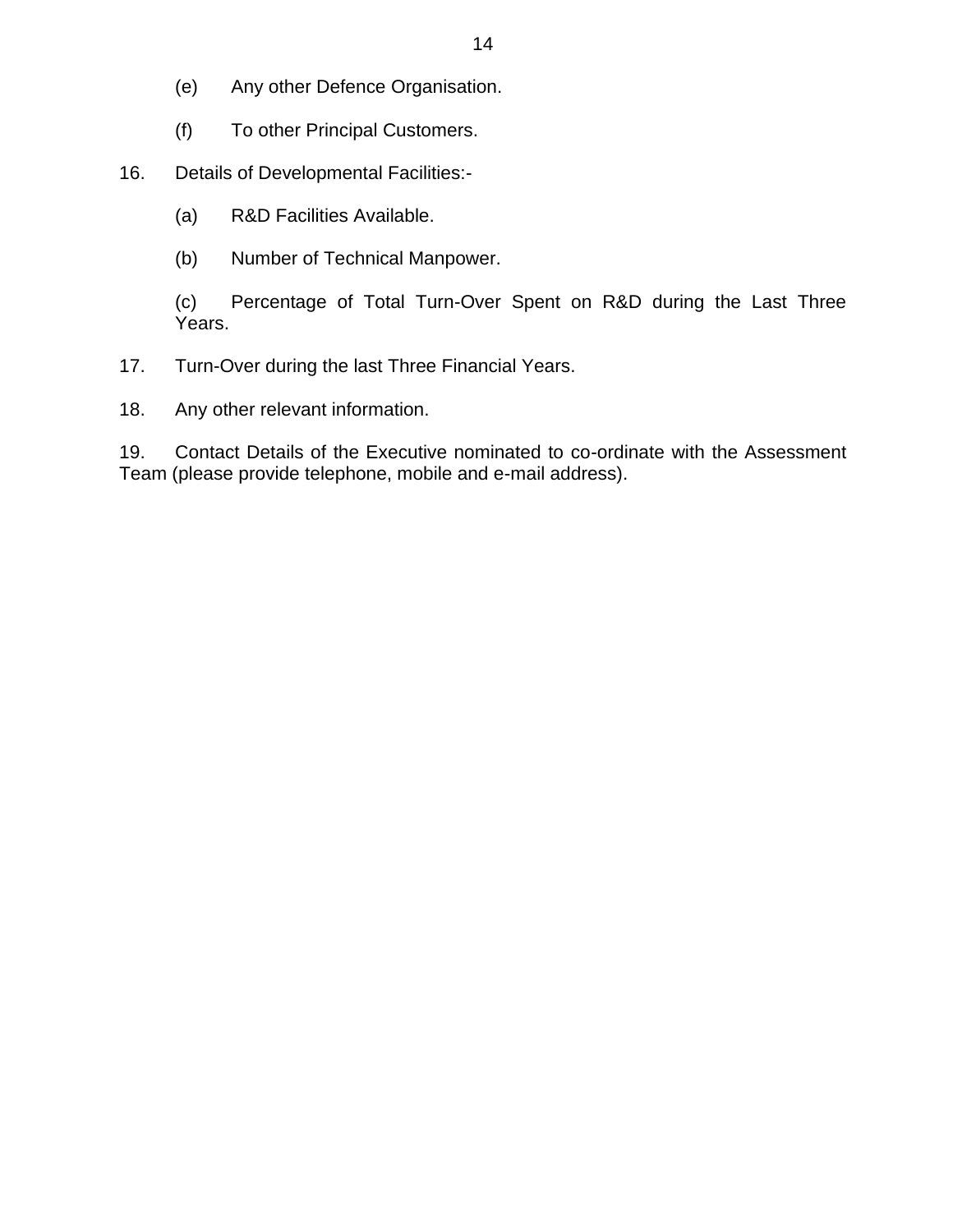(e) Any other Defence Organisation.

(f) To other Principal Customers.

16. Details of Developmental Facilities:-

(a) R&D Facilities Available.

(b) Number of Technical Manpower.

(c) Percentage of Total Turn-Over Spent on R&D during the Last Three Years.

17. Turn-Over during the last Three Financial Years.

18. Any other relevant information.

19. Contact Details of the Executive nominated to co-ordinate with the Assessment Team (please provide telephone, mobile and e-mail address).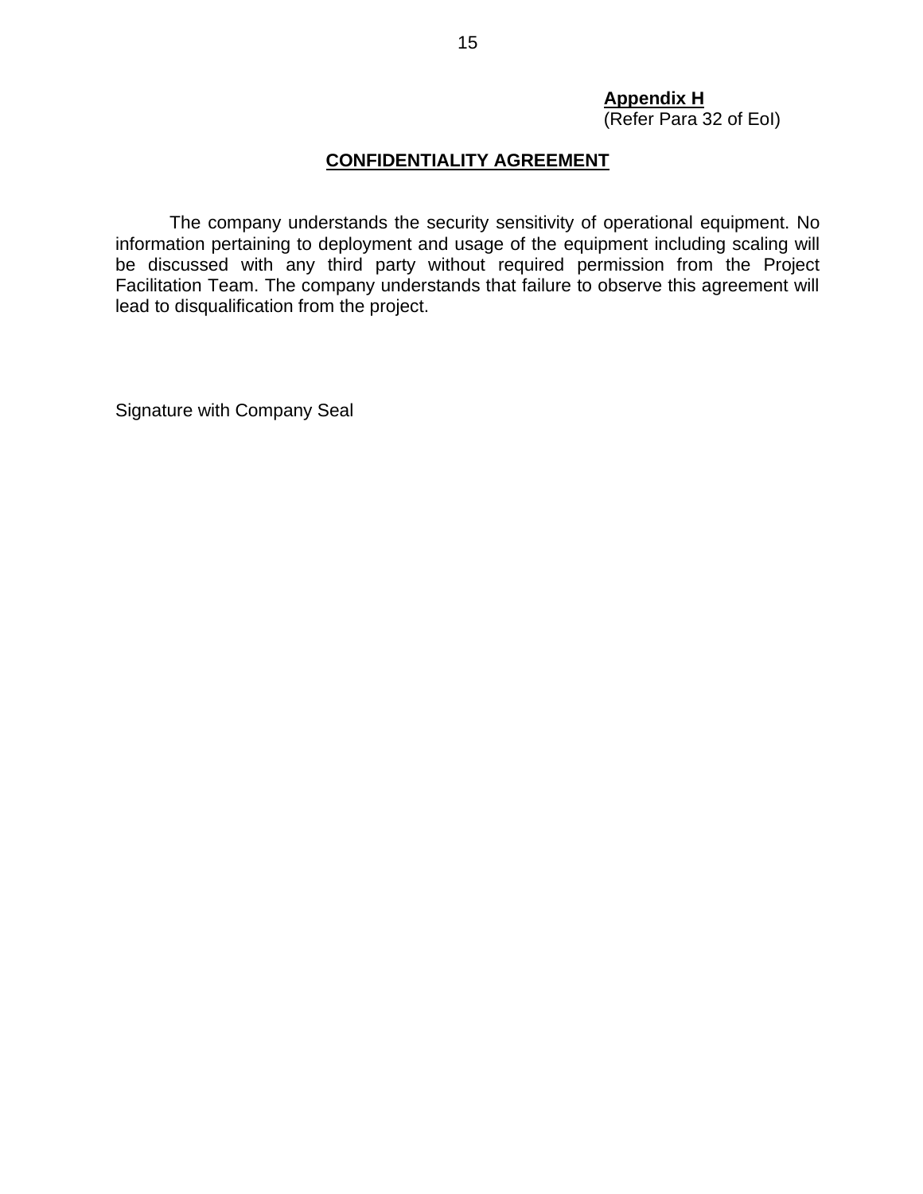**Appendix H**
(Refer Para 32 of EoI)

## CONFIDENTIALITY AGREEMENT

The company understands the security sensitivity of operational equipment. No information pertaining to deployment and usage of the equipment including scaling will be discussed with any third party without required permission from the Project Facilitation Team. The company understands that failure to observe this agreement will lead to disqualification from the project.

Signature with Company Seal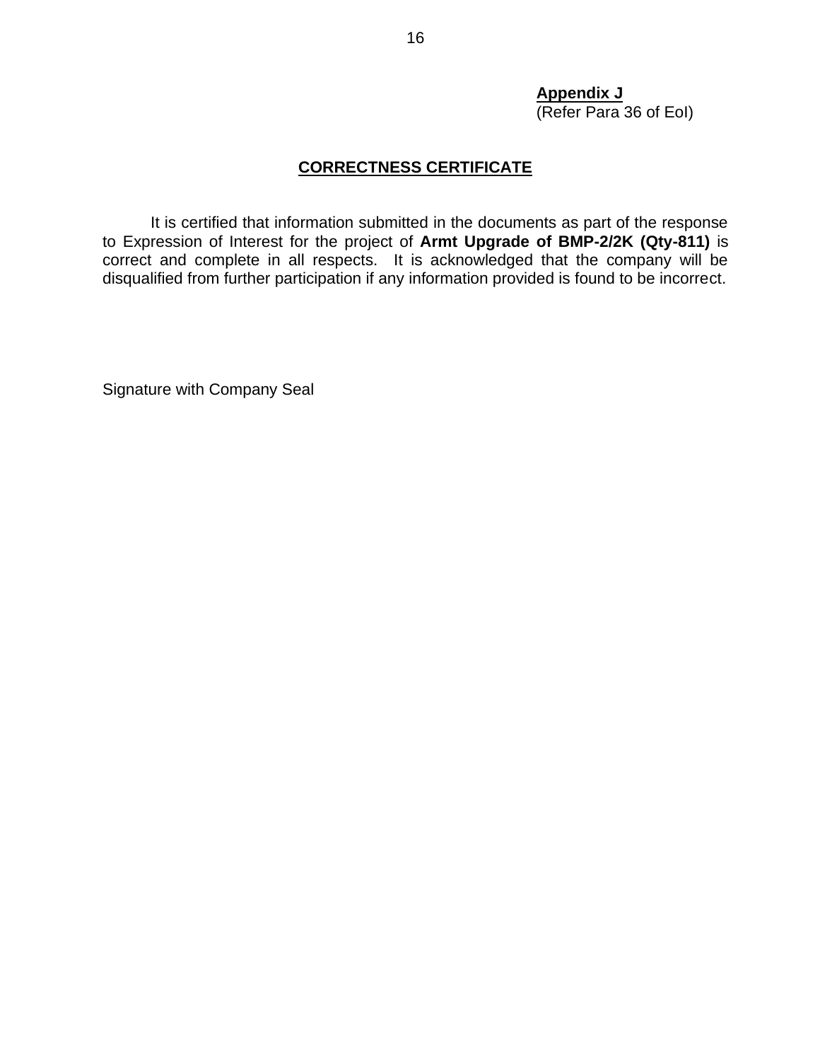**Appendix J**
(Refer Para 36 of EoI)

## CORRECTNESS CERTIFICATE

It is certified that information submitted in the documents as part of the response to Expression of Interest for the project of **Armt Upgrade of BMP-2/2K (Qty-811)** is correct and complete in all respects. It is acknowledged that the company will be disqualified from further participation if any information provided is found to be incorrect.

Signature with Company Seal